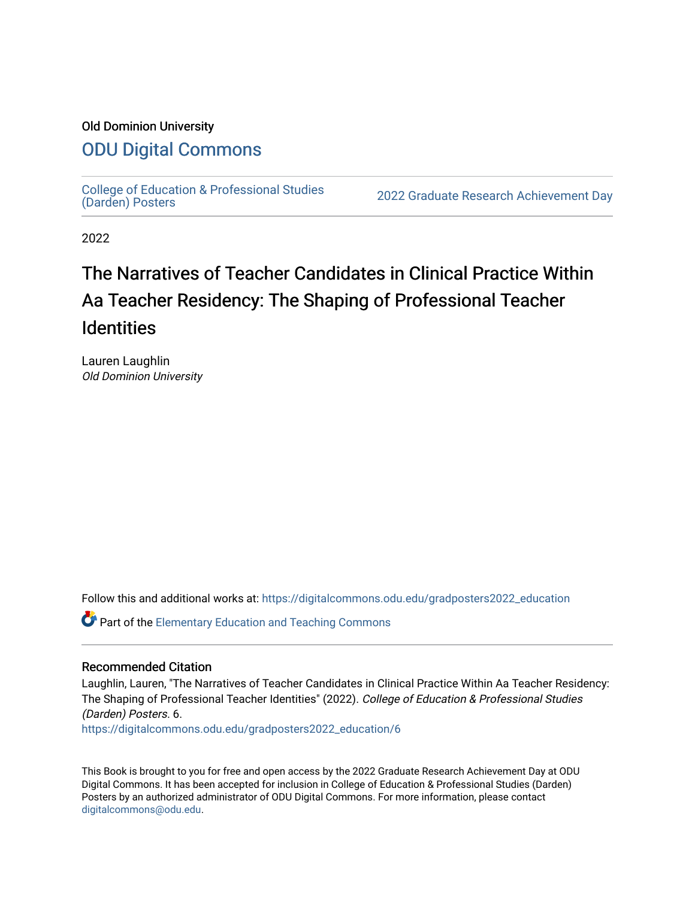Old Dominion University

# ODU Digital Commons

College of Education & Professional Studies (Darden) Posters | 2022 Graduate Research Achievement Day

2022

# The Narratives of Teacher Candidates in Clinical Practice Within Aa Teacher Residency: The Shaping of Professional Teacher Identities

Lauren Laughlin
*Old Dominion University*

Follow this and additional works at: https://digitalcommons.odu.edu/gradposters2022_education

Part of the Elementary Education and Teaching Commons

## Recommended Citation

Laughlin, Lauren, "The Narratives of Teacher Candidates in Clinical Practice Within Aa Teacher Residency: The Shaping of Professional Teacher Identities" (2022). *College of Education & Professional Studies (Darden) Posters*. 6.
https://digitalcommons.odu.edu/gradposters2022_education/6

This Book is brought to you for free and open access by the 2022 Graduate Research Achievement Day at ODU Digital Commons. It has been accepted for inclusion in College of Education & Professional Studies (Darden) Posters by an authorized administrator of ODU Digital Commons. For more information, please contact digitalcommons@odu.edu.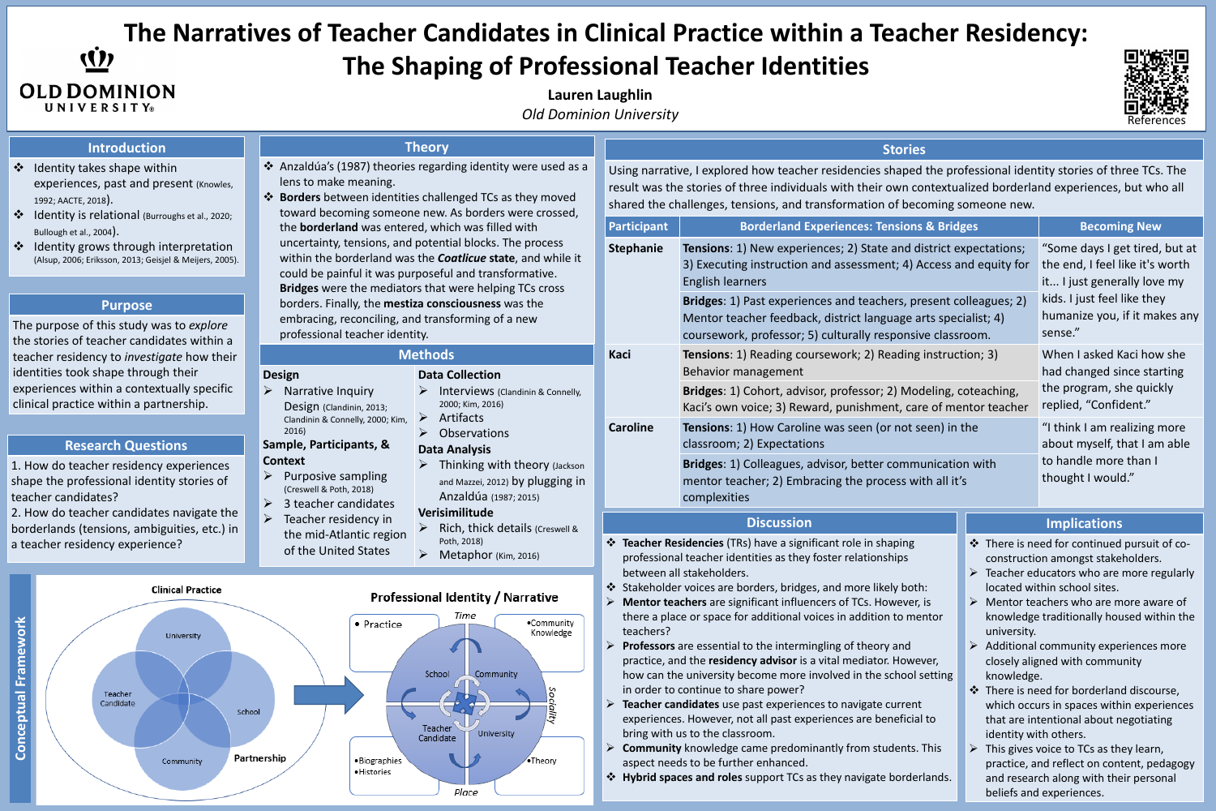# The Narratives of Teacher Candidates in Clinical Practice within a Teacher Residency: The Shaping of Professional Teacher Identities

**Lauren Laughlin**

*Old Dominion University*

References

## Introduction

- Identity takes shape within experiences, past and present (Knowles, 1992; AACTE, 2018).
- Identity is relational (Burroughs et al., 2020; Bullough et al., 2004).
- Identity grows through interpretation (Alsup, 2006; Eriksson, 2013; Geisjel & Meijers, 2005).

## Purpose

The purpose of this study was to *explore* the stories of teacher candidates within a teacher residency to *investigate* how their identities took shape through their experiences within a contextually specific clinical practice within a partnership.

## Research Questions

1. How do teacher residency experiences shape the professional identity stories of teacher candidates?
2. How do teacher candidates navigate the borderlands (tensions, ambiguities, etc.) in a teacher residency experience?

## Theory

- Anzaldúa's (1987) theories regarding identity were used as a lens to make meaning.
- **Borders** between identities challenged TCs as they moved toward becoming someone new. As borders were crossed, the **borderland** was entered, which was filled with uncertainty, tensions, and potential blocks. The process within the borderland was the ***Coatlicue*** **state**, and while it could be painful it was purposeful and transformative. **Bridges** were the mediators that were helping TCs cross borders. Finally, the **mestiza consciousness** was the embracing, reconciling, and transforming of a new professional teacher identity.

## Methods

### Design

- Narrative Inquiry Design (Clandinin, 2013; Clandinin & Connelly, 2000; Kim, 2016)

### Sample, Participants, & Context

- Purposive sampling (Creswell & Poth, 2018)
- 3 teacher candidates
- Teacher residency in the mid-Atlantic region of the United States

### Data Collection

- Interviews (Clandinin & Connelly, 2000; Kim, 2016)
- Artifacts
- Observations

### Data Analysis

- Thinking with theory (Jackson and Mazzei, 2012) by plugging in Anzaldúa (1987; 2015)

### Verisimilitude

- Rich, thick details (Creswell & Poth, 2018)
- Metaphor (Kim, 2016)

## Conceptual Framework

Clinical Practice

University

Teacher Candidate

School

Community

Partnership

Professional Identity / Narrative

Time

Sociality

Place

• Practice

•Community Knowledge

•Biographies
•Histories

•Theory

School

Community

Teacher Candidate

University

## Stories

Using narrative, I explored how teacher residencies shaped the professional identity stories of three TCs. The result was the stories of three individuals with their own contextualized borderland experiences, but who all shared the challenges, tensions, and transformation of becoming someone new.

| Participant | Borderland Experiences: Tensions & Bridges | Becoming New |
|---|---|---|
| Stephanie | **Tensions**: 1) New experiences; 2) State and district expectations; 3) Executing instruction and assessment; 4) Access and equity for English learners<br>**Bridges**: 1) Past experiences and teachers, present colleagues; 2) Mentor teacher feedback, district language arts specialist; 4) coursework, professor; 5) culturally responsive classroom. | "Some days I get tired, but at the end, I feel like it's worth it... I just generally love my kids. I just feel like they humanize you, if it makes any sense." |
| Kaci | **Tensions**: 1) Reading coursework; 2) Reading instruction; 3) Behavior management<br>**Bridges**: 1) Cohort, advisor, professor; 2) Modeling, coteaching, Kaci's own voice; 3) Reward, punishment, care of mentor teacher | When I asked Kaci how she had changed since starting the program, she quickly replied, "Confident." |
| Caroline | **Tensions**: 1) How Caroline was seen (or not seen) in the classroom; 2) Expectations<br>**Bridges**: 1) Colleagues, advisor, better communication with mentor teacher; 2) Embracing the process with all it's complexities | "I think I am realizing more about myself, that I am able to handle more than I thought I would." |

## Discussion

- **Teacher Residencies** (TRs) have a significant role in shaping professional teacher identities as they foster relationships between all stakeholders.
- Stakeholder voices are borders, bridges, and more likely both:
  - **Mentor teachers** are significant influencers of TCs. However, is there a place or space for additional voices in addition to mentor teachers?
  - **Professors** are essential to the intermingling of theory and practice, and the **residency advisor** is a vital mediator. However, how can the university become more involved in the school setting in order to continue to share power?
  - **Teacher candidates** use past experiences to navigate current experiences. However, not all past experiences are beneficial to bring with us to the classroom.
  - **Community** knowledge came predominantly from students. This aspect needs to be further enhanced.
- **Hybrid spaces and roles** support TCs as they navigate borderlands.

## Implications

- There is need for continued pursuit of co-construction amongst stakeholders.
  - Teacher educators who are more regularly located within school sites.
  - Mentor teachers who are more aware of knowledge traditionally housed within the university.
  - Additional community experiences more closely aligned with community knowledge.
- There is need for borderland discourse, which occurs in spaces within experiences that are intentional about negotiating identity with others.
  - This gives voice to TCs as they learn, practice, and reflect on content, pedagogy and research along with their personal beliefs and experiences.